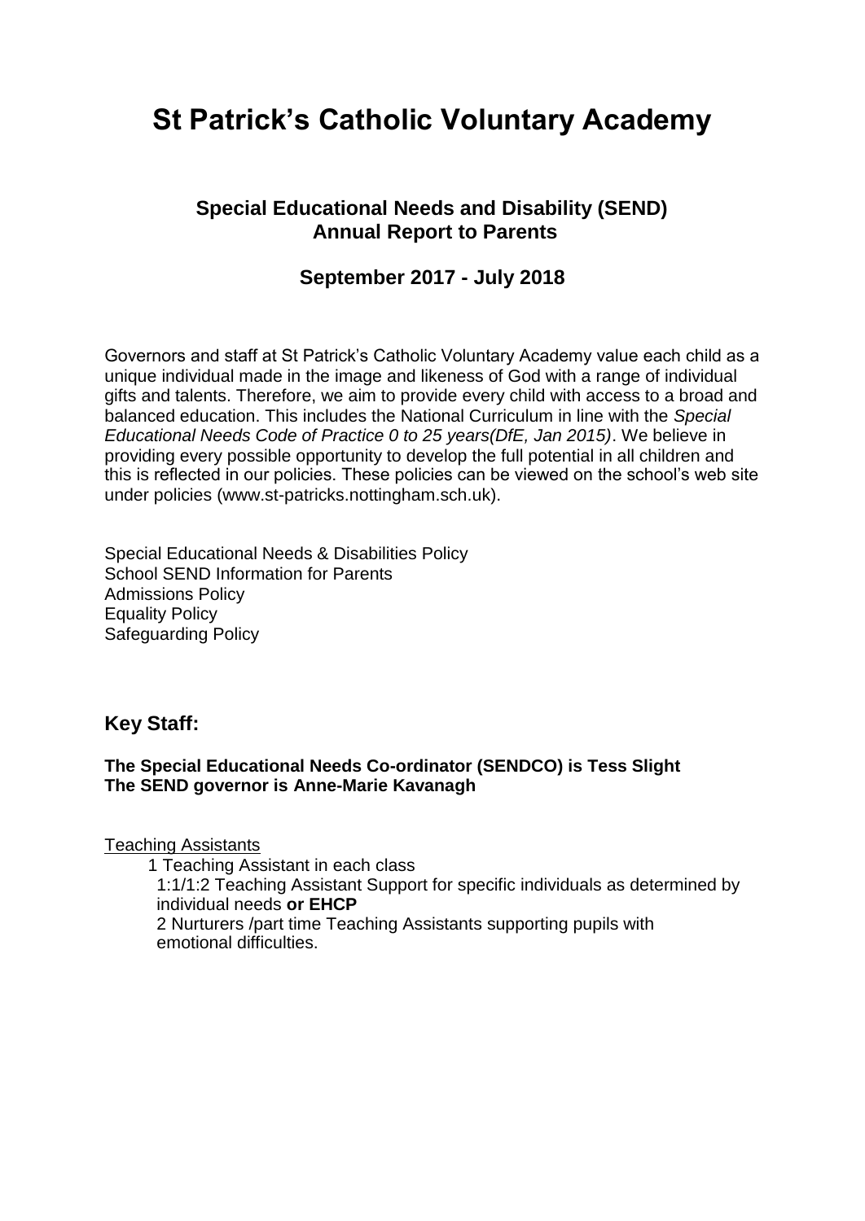# St Patrick's Catholic Voluntary Academy

## Special Educational Needs and Disability (SEND) Annual Report to Parents

## September 2017 - July 2018

Governors and staff at St Patrick's Catholic Voluntary Academy value each child as a unique individual made in the image and likeness of God with a range of individual gifts and talents. Therefore, we aim to provide every child with access to a broad and balanced education. This includes the National Curriculum in line with the *Special Educational Needs Code of Practice 0 to 25 years(DfE, Jan 2015)*. We believe in providing every possible opportunity to develop the full potential in all children and this is reflected in our policies. These policies can be viewed on the school's web site under policies (www.st-patricks.nottingham.sch.uk).

Special Educational Needs & Disabilities Policy
School SEND Information for Parents
Admissions Policy
Equality Policy
Safeguarding Policy

### Key Staff:

**The Special Educational Needs Co-ordinator (SENDCO) is Tess Slight**
**The SEND governor is Anne-Marie Kavanagh**

Teaching Assistants

- 1 Teaching Assistant in each class
- 1:1/1:2 Teaching Assistant Support for specific individuals as determined by individual needs **or EHCP**
- 2 Nurturers /part time Teaching Assistants supporting pupils with emotional difficulties.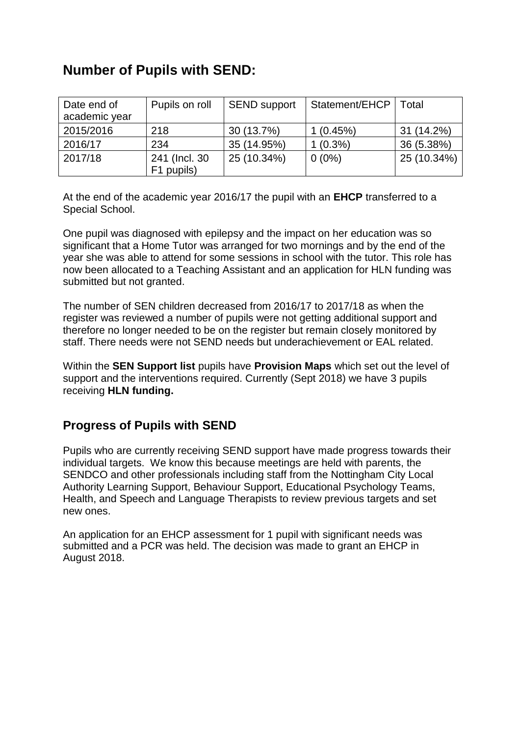## Number of Pupils with SEND:

| Date end of academic year | Pupils on roll | SEND support | Statement/EHCP | Total |
|---|---|---|---|---|
| 2015/2016 | 218 | 30 (13.7%) | 1 (0.45%) | 31 (14.2%) |
| 2016/17 | 234 | 35 (14.95%) | 1 (0.3%) | 36 (5.38%) |
| 2017/18 | 241 (Incl. 30 F1 pupils) | 25 (10.34%) | 0 (0%) | 25 (10.34%) |

At the end of the academic year 2016/17 the pupil with an **EHCP** transferred to a Special School.

One pupil was diagnosed with epilepsy and the impact on her education was so significant that a Home Tutor was arranged for two mornings and by the end of the year she was able to attend for some sessions in school with the tutor. This role has now been allocated to a Teaching Assistant and an application for HLN funding was submitted but not granted.

The number of SEN children decreased from 2016/17 to 2017/18 as when the register was reviewed a number of pupils were not getting additional support and therefore no longer needed to be on the register but remain closely monitored by staff. There needs were not SEND needs but underachievement or EAL related.

Within the **SEN Support list** pupils have **Provision Maps** which set out the level of support and the interventions required. Currently (Sept 2018) we have 3 pupils receiving **HLN funding.**

## Progress of Pupils with SEND

Pupils who are currently receiving SEND support have made progress towards their individual targets. We know this because meetings are held with parents, the SENDCO and other professionals including staff from the Nottingham City Local Authority Learning Support, Behaviour Support, Educational Psychology Teams, Health, and Speech and Language Therapists to review previous targets and set new ones.

An application for an EHCP assessment for 1 pupil with significant needs was submitted and a PCR was held. The decision was made to grant an EHCP in August 2018.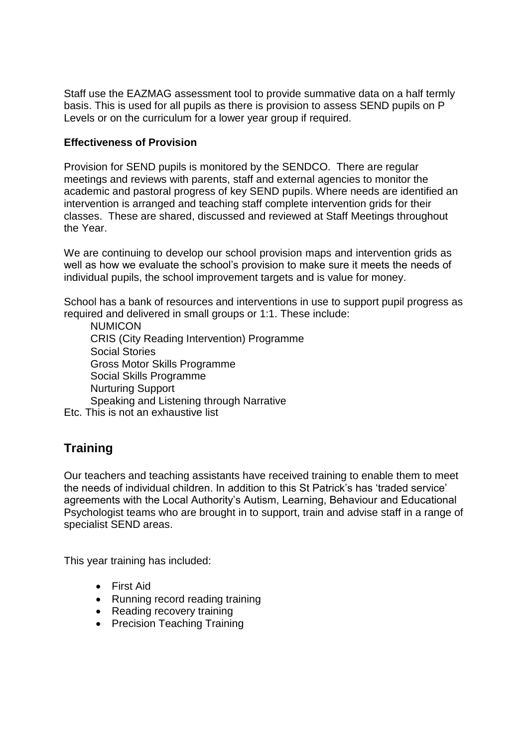Staff use the EAZMAG assessment tool to provide summative data on a half termly basis. This is used for all pupils as there is provision to assess SEND pupils on P Levels or on the curriculum for a lower year group if required.

**Effectiveness of Provision**

Provision for SEND pupils is monitored by the SENDCO. There are regular meetings and reviews with parents, staff and external agencies to monitor the academic and pastoral progress of key SEND pupils. Where needs are identified an intervention is arranged and teaching staff complete intervention grids for their classes. These are shared, discussed and reviewed at Staff Meetings throughout the Year.

We are continuing to develop our school provision maps and intervention grids as well as how we evaluate the school's provision to make sure it meets the needs of individual pupils, the school improvement targets and is value for money.

School has a bank of resources and interventions in use to support pupil progress as required and delivered in small groups or 1:1. These include:

NUMICON
CRIS (City Reading Intervention) Programme
Social Stories
Gross Motor Skills Programme
Social Skills Programme
Nurturing Support
Speaking and Listening through Narrative

Etc. This is not an exhaustive list

## Training

Our teachers and teaching assistants have received training to enable them to meet the needs of individual children. In addition to this St Patrick's has 'traded service' agreements with the Local Authority's Autism, Learning, Behaviour and Educational Psychologist teams who are brought in to support, train and advise staff in a range of specialist SEND areas.

This year training has included:

- First Aid
- Running record reading training
- Reading recovery training
- Precision Teaching Training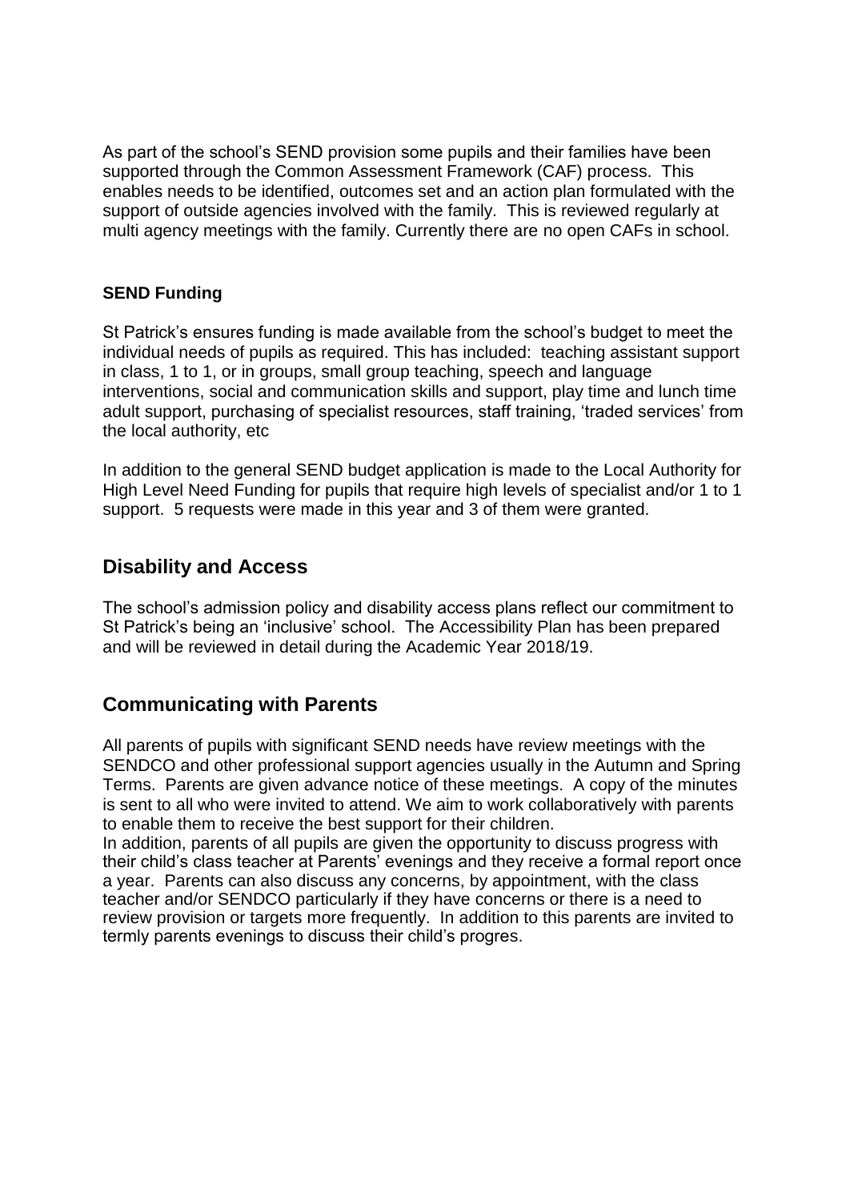As part of the school's SEND provision some pupils and their families have been supported through the Common Assessment Framework (CAF) process. This enables needs to be identified, outcomes set and an action plan formulated with the support of outside agencies involved with the family. This is reviewed regularly at multi agency meetings with the family. Currently there are no open CAFs in school.

### SEND Funding

St Patrick's ensures funding is made available from the school's budget to meet the individual needs of pupils as required. This has included: teaching assistant support in class, 1 to 1, or in groups, small group teaching, speech and language interventions, social and communication skills and support, play time and lunch time adult support, purchasing of specialist resources, staff training, 'traded services' from the local authority, etc

In addition to the general SEND budget application is made to the Local Authority for High Level Need Funding for pupils that require high levels of specialist and/or 1 to 1 support. 5 requests were made in this year and 3 of them were granted.

## Disability and Access

The school's admission policy and disability access plans reflect our commitment to St Patrick's being an 'inclusive' school. The Accessibility Plan has been prepared and will be reviewed in detail during the Academic Year 2018/19.

## Communicating with Parents

All parents of pupils with significant SEND needs have review meetings with the SENDCO and other professional support agencies usually in the Autumn and Spring Terms. Parents are given advance notice of these meetings. A copy of the minutes is sent to all who were invited to attend. We aim to work collaboratively with parents to enable them to receive the best support for their children.
In addition, parents of all pupils are given the opportunity to discuss progress with their child's class teacher at Parents' evenings and they receive a formal report once a year. Parents can also discuss any concerns, by appointment, with the class teacher and/or SENDCO particularly if they have concerns or there is a need to review provision or targets more frequently. In addition to this parents are invited to termly parents evenings to discuss their child's progres.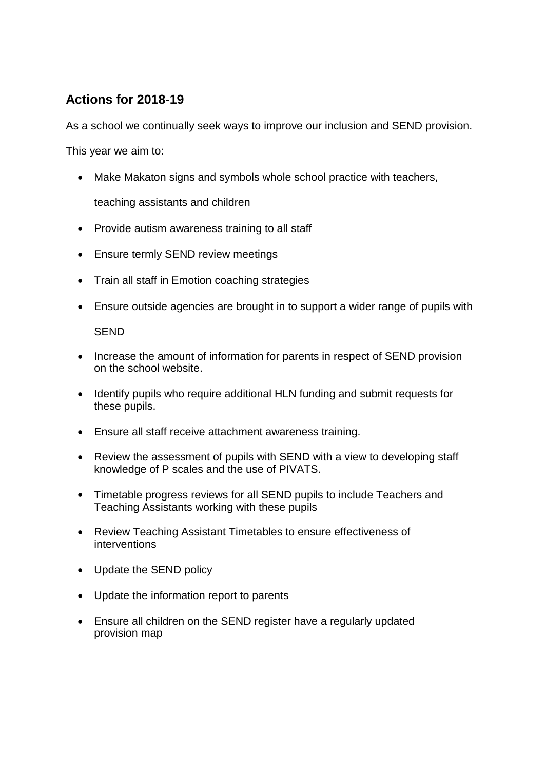## Actions for 2018-19

As a school we continually seek ways to improve our inclusion and SEND provision.

This year we aim to:

- Make Makaton signs and symbols whole school practice with teachers, teaching assistants and children
- Provide autism awareness training to all staff
- Ensure termly SEND review meetings
- Train all staff in Emotion coaching strategies
- Ensure outside agencies are brought in to support a wider range of pupils with SEND
- Increase the amount of information for parents in respect of SEND provision on the school website.
- Identify pupils who require additional HLN funding and submit requests for these pupils.
- Ensure all staff receive attachment awareness training.
- Review the assessment of pupils with SEND with a view to developing staff knowledge of P scales and the use of PIVATS.
- Timetable progress reviews for all SEND pupils to include Teachers and Teaching Assistants working with these pupils
- Review Teaching Assistant Timetables to ensure effectiveness of interventions
- Update the SEND policy
- Update the information report to parents
- Ensure all children on the SEND register have a regularly updated provision map